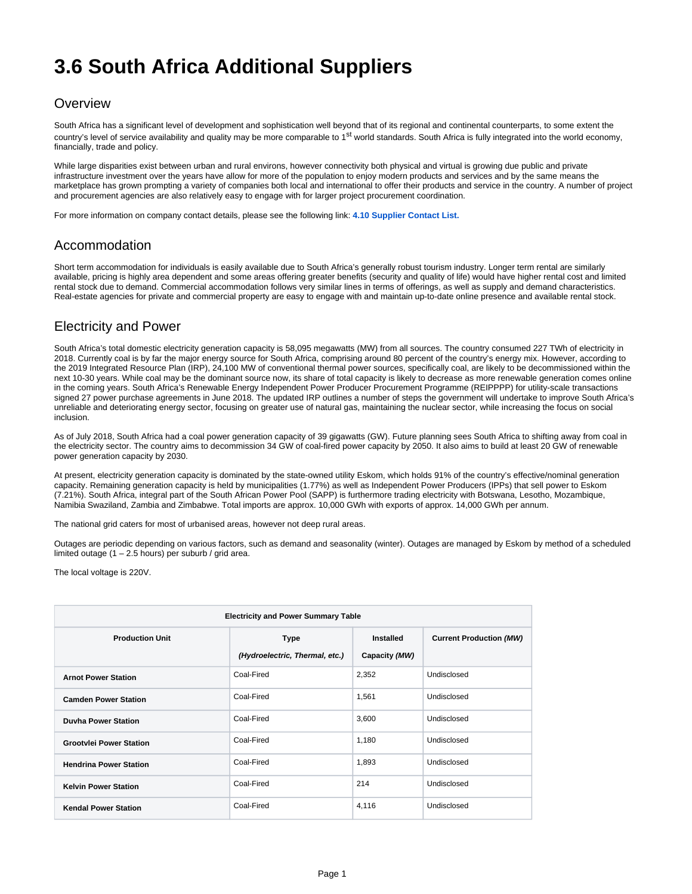# 3.6 South Africa Additional Suppliers

## Overview

South Africa has a significant level of development and sophistication well beyond that of its regional and continental counterparts, to some extent the country's level of service availability and quality may be more comparable to 1st world standards. South Africa is fully integrated into the world economy, financially, trade and policy.

While large disparities exist between urban and rural environs, however connectivity both physical and virtual is growing due public and private infrastructure investment over the years have allow for more of the population to enjoy modern products and services and by the same means the marketplace has grown prompting a variety of companies both local and international to offer their products and service in the country. A number of project and procurement agencies are also relatively easy to engage with for larger project procurement coordination.

For more information on company contact details, please see the following link: **4.10 Supplier Contact List.**

## Accommodation

Short term accommodation for individuals is easily available due to South Africa's generally robust tourism industry. Longer term rental are similarly available, pricing is highly area dependent and some areas offering greater benefits (security and quality of life) would have higher rental cost and limited rental stock due to demand. Commercial accommodation follows very similar lines in terms of offerings, as well as supply and demand characteristics. Real-estate agencies for private and commercial property are easy to engage with and maintain up-to-date online presence and available rental stock.

## Electricity and Power

South Africa's total domestic electricity generation capacity is 58,095 megawatts (MW) from all sources. The country consumed 227 TWh of electricity in 2018. Currently coal is by far the major energy source for South Africa, comprising around 80 percent of the country's energy mix. However, according to the 2019 Integrated Resource Plan (IRP), 24,100 MW of conventional thermal power sources, specifically coal, are likely to be decommissioned within the next 10-30 years. While coal may be the dominant source now, its share of total capacity is likely to decrease as more renewable generation comes online in the coming years. South Africa's Renewable Energy Independent Power Producer Procurement Programme (REIPPPP) for utility-scale transactions signed 27 power purchase agreements in June 2018. The updated IRP outlines a number of steps the government will undertake to improve South Africa's unreliable and deteriorating energy sector, focusing on greater use of natural gas, maintaining the nuclear sector, while increasing the focus on social inclusion.

As of July 2018, South Africa had a coal power generation capacity of 39 gigawatts (GW). Future planning sees South Africa to shifting away from coal in the electricity sector. The country aims to decommission 34 GW of coal-fired power capacity by 2050. It also aims to build at least 20 GW of renewable power generation capacity by 2030.

At present, electricity generation capacity is dominated by the state-owned utility Eskom, which holds 91% of the country's effective/nominal generation capacity. Remaining generation capacity is held by municipalities (1.77%) as well as Independent Power Producers (IPPs) that sell power to Eskom (7.21%). South Africa, integral part of the South African Power Pool (SAPP) is furthermore trading electricity with Botswana, Lesotho, Mozambique, Namibia Swaziland, Zambia and Zimbabwe. Total imports are approx. 10,000 GWh with exports of approx. 14,000 GWh per annum.

The national grid caters for most of urbanised areas, however not deep rural areas.

Outages are periodic depending on various factors, such as demand and seasonality (winter). Outages are managed by Eskom by method of a scheduled limited outage (1 – 2.5 hours) per suburb / grid area.

The local voltage is 220V.

**Electricity and Power Summary Table**

| Production Unit | Type *(Hydroelectric, Thermal, etc.)* | Installed Capacity *(MW)* | Current Production *(MW)* |
|---|---|---|---|
| **Arnot Power Station** | Coal-Fired | 2,352 | Undisclosed |
| **Camden Power Station** | Coal-Fired | 1,561 | Undisclosed |
| **Duvha Power Station** | Coal-Fired | 3,600 | Undisclosed |
| **Grootvlei Power Station** | Coal-Fired | 1,180 | Undisclosed |
| **Hendrina Power Station** | Coal-Fired | 1,893 | Undisclosed |
| **Kelvin Power Station** | Coal-Fired | 214 | Undisclosed |
| **Kendal Power Station** | Coal-Fired | 4,116 | Undisclosed |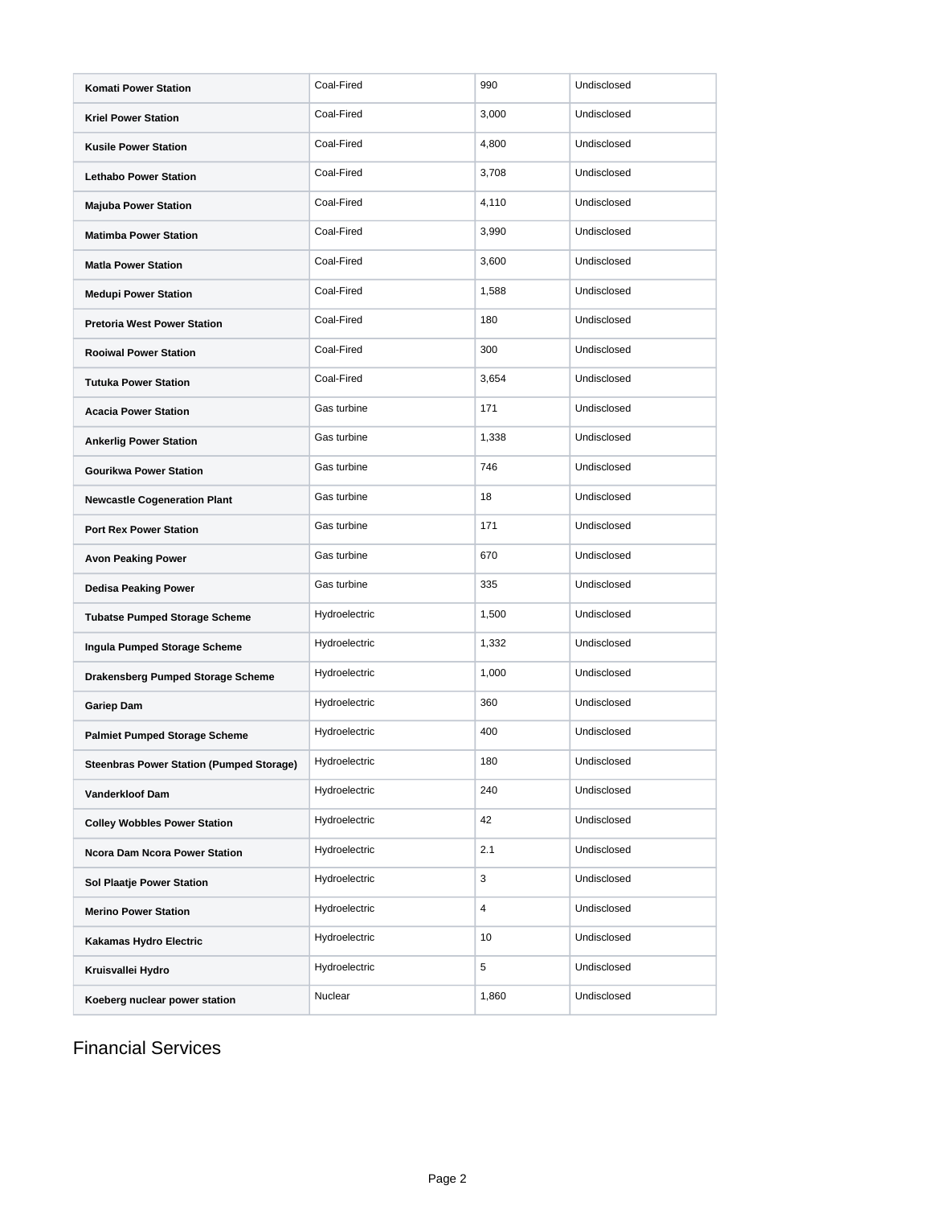| | | | |
|---|---|---|---|
| **Komati Power Station** | Coal-Fired | 990 | Undisclosed |
| **Kriel Power Station** | Coal-Fired | 3,000 | Undisclosed |
| **Kusile Power Station** | Coal-Fired | 4,800 | Undisclosed |
| **Lethabo Power Station** | Coal-Fired | 3,708 | Undisclosed |
| **Majuba Power Station** | Coal-Fired | 4,110 | Undisclosed |
| **Matimba Power Station** | Coal-Fired | 3,990 | Undisclosed |
| **Matla Power Station** | Coal-Fired | 3,600 | Undisclosed |
| **Medupi Power Station** | Coal-Fired | 1,588 | Undisclosed |
| **Pretoria West Power Station** | Coal-Fired | 180 | Undisclosed |
| **Rooiwal Power Station** | Coal-Fired | 300 | Undisclosed |
| **Tutuka Power Station** | Coal-Fired | 3,654 | Undisclosed |
| **Acacia Power Station** | Gas turbine | 171 | Undisclosed |
| **Ankerlig Power Station** | Gas turbine | 1,338 | Undisclosed |
| **Gourikwa Power Station** | Gas turbine | 746 | Undisclosed |
| **Newcastle Cogeneration Plant** | Gas turbine | 18 | Undisclosed |
| **Port Rex Power Station** | Gas turbine | 171 | Undisclosed |
| **Avon Peaking Power** | Gas turbine | 670 | Undisclosed |
| **Dedisa Peaking Power** | Gas turbine | 335 | Undisclosed |
| **Tubatse Pumped Storage Scheme** | Hydroelectric | 1,500 | Undisclosed |
| **Ingula Pumped Storage Scheme** | Hydroelectric | 1,332 | Undisclosed |
| **Drakensberg Pumped Storage Scheme** | Hydroelectric | 1,000 | Undisclosed |
| **Gariep Dam** | Hydroelectric | 360 | Undisclosed |
| **Palmiet Pumped Storage Scheme** | Hydroelectric | 400 | Undisclosed |
| **Steenbras Power Station (Pumped Storage)** | Hydroelectric | 180 | Undisclosed |
| **Vanderkloof Dam** | Hydroelectric | 240 | Undisclosed |
| **Colley Wobbles Power Station** | Hydroelectric | 42 | Undisclosed |
| **Ncora Dam Ncora Power Station** | Hydroelectric | 2.1 | Undisclosed |
| **Sol Plaatje Power Station** | Hydroelectric | 3 | Undisclosed |
| **Merino Power Station** | Hydroelectric | 4 | Undisclosed |
| **Kakamas Hydro Electric** | Hydroelectric | 10 | Undisclosed |
| **Kruisvallei Hydro** | Hydroelectric | 5 | Undisclosed |
| **Koeberg nuclear power station** | Nuclear | 1,860 | Undisclosed |

## Financial Services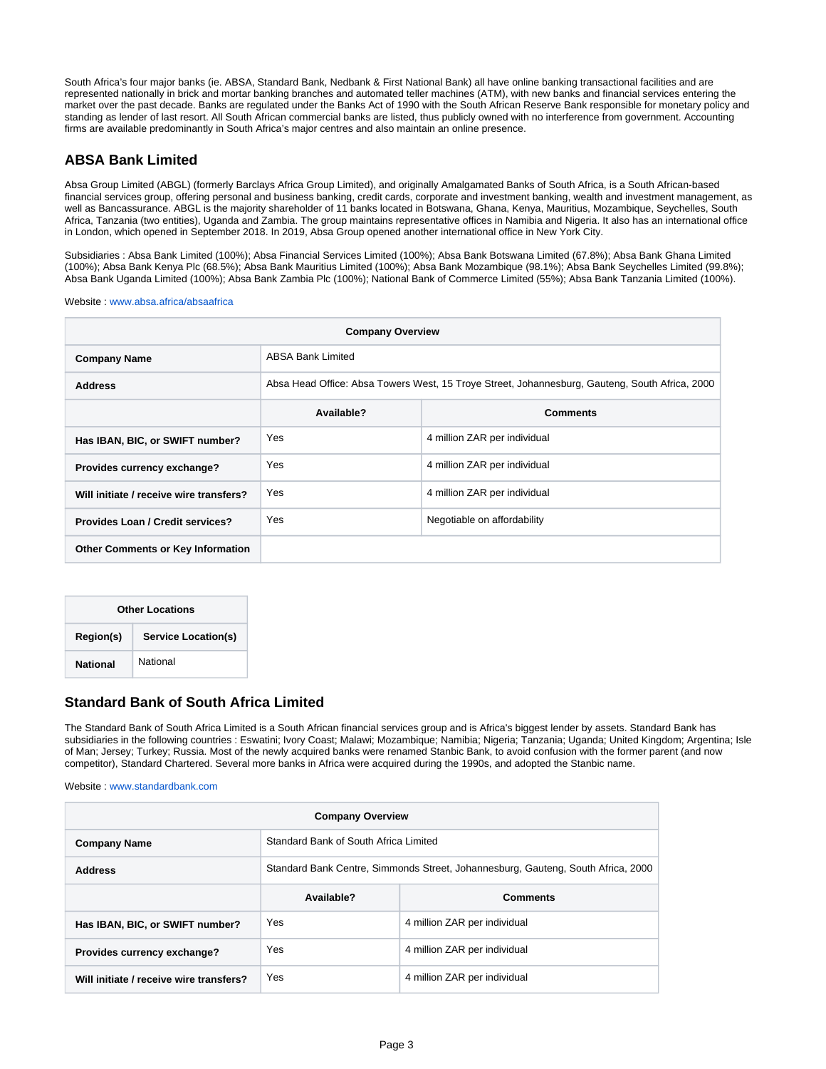South Africa's four major banks (ie. ABSA, Standard Bank, Nedbank & First National Bank) all have online banking transactional facilities and are represented nationally in brick and mortar banking branches and automated teller machines (ATM), with new banks and financial services entering the market over the past decade. Banks are regulated under the Banks Act of 1990 with the South African Reserve Bank responsible for monetary policy and standing as lender of last resort. All South African commercial banks are listed, thus publicly owned with no interference from government. Accounting firms are available predominantly in South Africa's major centres and also maintain an online presence.

## ABSA Bank Limited

Absa Group Limited (ABGL) (formerly Barclays Africa Group Limited), and originally Amalgamated Banks of South Africa, is a South African-based financial services group, offering personal and business banking, credit cards, corporate and investment banking, wealth and investment management, as well as Bancassurance. ABGL is the majority shareholder of 11 banks located in Botswana, Ghana, Kenya, Mauritius, Mozambique, Seychelles, South Africa, Tanzania (two entities), Uganda and Zambia. The group maintains representative offices in Namibia and Nigeria. It also has an international office in London, which opened in September 2018. In 2019, Absa Group opened another international office in New York City.

Subsidiaries : Absa Bank Limited (100%); Absa Financial Services Limited (100%); Absa Bank Botswana Limited (67.8%); Absa Bank Ghana Limited (100%); Absa Bank Kenya Plc (68.5%); Absa Bank Mauritius Limited (100%); Absa Bank Mozambique (98.1%); Absa Bank Seychelles Limited (99.8%); Absa Bank Uganda Limited (100%); Absa Bank Zambia Plc (100%); National Bank of Commerce Limited (55%); Absa Bank Tanzania Limited (100%).

Website : www.absa.africa/absaafrica

| Company Overview | | |
|---|---|---|
| **Company Name** | ABSA Bank Limited | |
| **Address** | Absa Head Office: Absa Towers West, 15 Troye Street, Johannesburg, Gauteng, South Africa, 2000 | |
| | **Available?** | **Comments** |
| **Has IBAN, BIC, or SWIFT number?** | Yes | 4 million ZAR per individual |
| **Provides currency exchange?** | Yes | 4 million ZAR per individual |
| **Will initiate / receive wire transfers?** | Yes | 4 million ZAR per individual |
| **Provides Loan / Credit services?** | Yes | Negotiable on affordability |
| **Other Comments or Key Information** | | |

| Other Locations | |
|---|---|
| **Region(s)** | **Service Location(s)** |
| **National** | National |

## Standard Bank of South Africa Limited

The Standard Bank of South Africa Limited is a South African financial services group and is Africa's biggest lender by assets. Standard Bank has subsidiaries in the following countries : Eswatini; Ivory Coast; Malawi; Mozambique; Namibia; Nigeria; Tanzania; Uganda; United Kingdom; Argentina; Isle of Man; Jersey; Turkey; Russia. Most of the newly acquired banks were renamed Stanbic Bank, to avoid confusion with the former parent (and now competitor), Standard Chartered. Several more banks in Africa were acquired during the 1990s, and adopted the Stanbic name.

Website : www.standardbank.com

| Company Overview | | |
|---|---|---|
| **Company Name** | Standard Bank of South Africa Limited | |
| **Address** | Standard Bank Centre, Simmonds Street, Johannesburg, Gauteng, South Africa, 2000 | |
| | **Available?** | **Comments** |
| **Has IBAN, BIC, or SWIFT number?** | Yes | 4 million ZAR per individual |
| **Provides currency exchange?** | Yes | 4 million ZAR per individual |
| **Will initiate / receive wire transfers?** | Yes | 4 million ZAR per individual |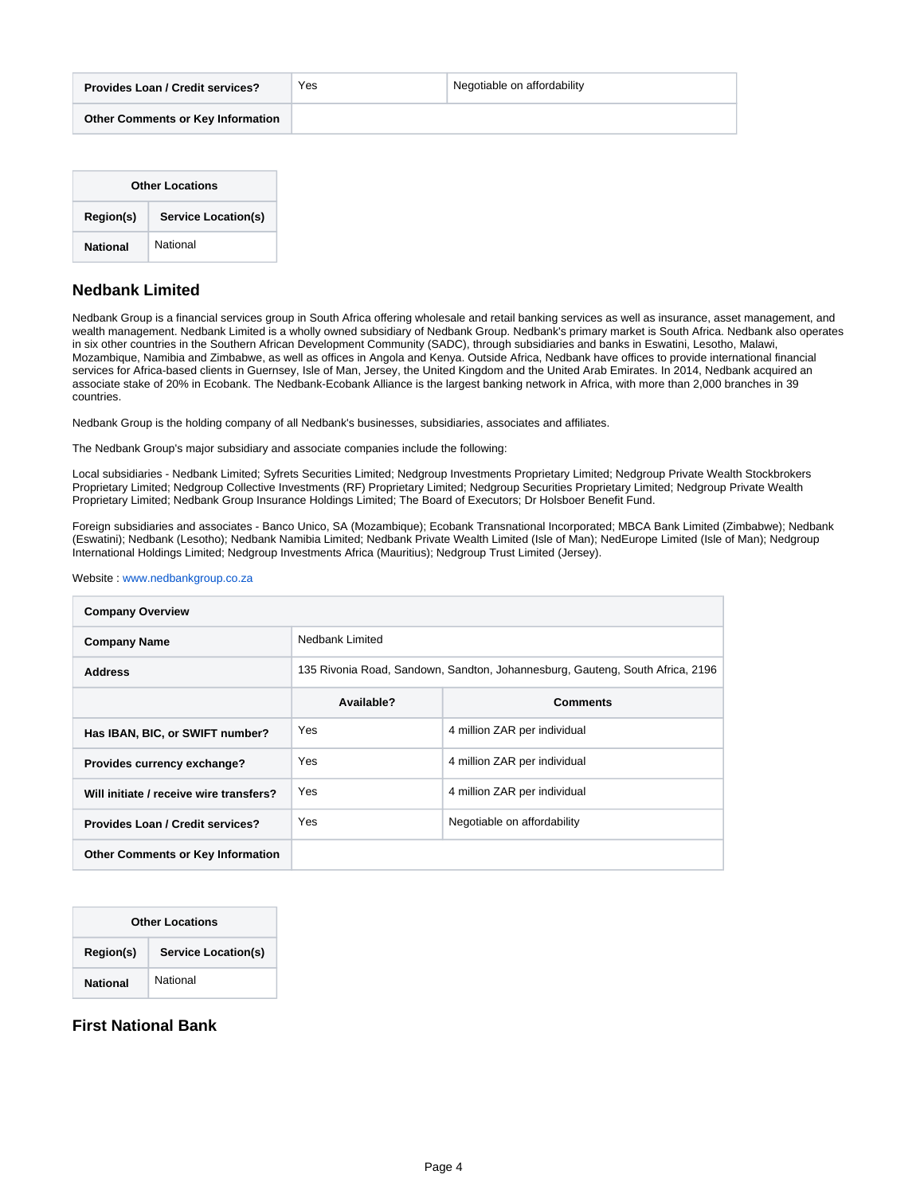| Provides Loan / Credit services? | Yes | Negotiable on affordability |
|---|---|---|
| **Other Comments or Key Information** | | |

| Other Locations | |
|---|---|
| **Region(s)** | **Service Location(s)** |
| **National** | National |

## Nedbank Limited

Nedbank Group is a financial services group in South Africa offering wholesale and retail banking services as well as insurance, asset management, and wealth management. Nedbank Limited is a wholly owned subsidiary of Nedbank Group. Nedbank's primary market is South Africa. Nedbank also operates in six other countries in the Southern African Development Community (SADC), through subsidiaries and banks in Eswatini, Lesotho, Malawi, Mozambique, Namibia and Zimbabwe, as well as offices in Angola and Kenya. Outside Africa, Nedbank have offices to provide international financial services for Africa-based clients in Guernsey, Isle of Man, Jersey, the United Kingdom and the United Arab Emirates. In 2014, Nedbank acquired an associate stake of 20% in Ecobank. The Nedbank-Ecobank Alliance is the largest banking network in Africa, with more than 2,000 branches in 39 countries.

Nedbank Group is the holding company of all Nedbank's businesses, subsidiaries, associates and affiliates.

The Nedbank Group's major subsidiary and associate companies include the following:

Local subsidiaries - Nedbank Limited; Syfrets Securities Limited; Nedgroup Investments Proprietary Limited; Nedgroup Private Wealth Stockbrokers Proprietary Limited; Nedgroup Collective Investments (RF) Proprietary Limited; Nedgroup Securities Proprietary Limited; Nedgroup Private Wealth Proprietary Limited; Nedbank Group Insurance Holdings Limited; The Board of Executors; Dr Holsboer Benefit Fund.

Foreign subsidiaries and associates - Banco Unico, SA (Mozambique); Ecobank Transnational Incorporated; MBCA Bank Limited (Zimbabwe); Nedbank (Eswatini); Nedbank (Lesotho); Nedbank Namibia Limited; Nedbank Private Wealth Limited (Isle of Man); NedEurope Limited (Isle of Man); Nedgroup International Holdings Limited; Nedgroup Investments Africa (Mauritius); Nedgroup Trust Limited (Jersey).

Website : www.nedbankgroup.co.za

| Company Overview | | |
|---|---|---|
| **Company Name** | Nedbank Limited | |
| **Address** | 135 Rivonia Road, Sandown, Sandton, Johannesburg, Gauteng, South Africa, 2196 | |
| | **Available?** | **Comments** |
| **Has IBAN, BIC, or SWIFT number?** | Yes | 4 million ZAR per individual |
| **Provides currency exchange?** | Yes | 4 million ZAR per individual |
| **Will initiate / receive wire transfers?** | Yes | 4 million ZAR per individual |
| **Provides Loan / Credit services?** | Yes | Negotiable on affordability |
| **Other Comments or Key Information** | | |

| Other Locations | |
|---|---|
| **Region(s)** | **Service Location(s)** |
| **National** | National |

## First National Bank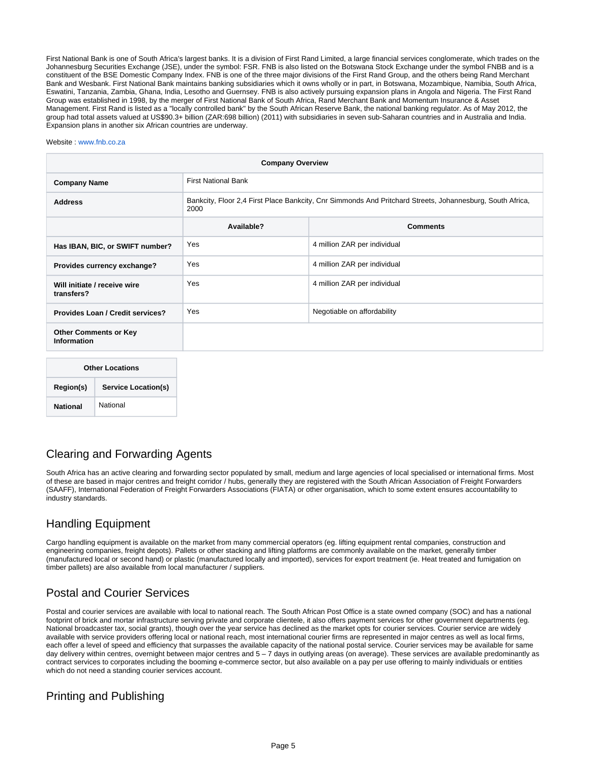First National Bank is one of South Africa's largest banks. It is a division of First Rand Limited, a large financial services conglomerate, which trades on the Johannesburg Securities Exchange (JSE), under the symbol: FSR. FNB is also listed on the Botswana Stock Exchange under the symbol FNBB and is a constituent of the BSE Domestic Company Index. FNB is one of the three major divisions of the First Rand Group, and the others being Rand Merchant Bank and Wesbank. First National Bank maintains banking subsidiaries which it owns wholly or in part, in Botswana, Mozambique, Namibia, South Africa, Eswatini, Tanzania, Zambia, Ghana, India, Lesotho and Guernsey. FNB is also actively pursuing expansion plans in Angola and Nigeria. The First Rand Group was established in 1998, by the merger of First National Bank of South Africa, Rand Merchant Bank and Momentum Insurance & Asset Management. First Rand is listed as a "locally controlled bank" by the South African Reserve Bank, the national banking regulator. As of May 2012, the group had total assets valued at US$90.3+ billion (ZAR:698 billion) (2011) with subsidiaries in seven sub-Saharan countries and in Australia and India. Expansion plans in another six African countries are underway.

Website : www.fnb.co.za

| Company Overview | | |
|---|---|---|
| **Company Name** | First National Bank | |
| **Address** | Bankcity, Floor 2,4 First Place Bankcity, Cnr Simmonds And Pritchard Streets, Johannesburg, South Africa, 2000 | |
| | **Available?** | **Comments** |
| **Has IBAN, BIC, or SWIFT number?** | Yes | 4 million ZAR per individual |
| **Provides currency exchange?** | Yes | 4 million ZAR per individual |
| **Will initiate / receive wire transfers?** | Yes | 4 million ZAR per individual |
| **Provides Loan / Credit services?** | Yes | Negotiable on affordability |
| **Other Comments or Key Information** | | |

| Other Locations | |
|---|---|
| **Region(s)** | **Service Location(s)** |
| **National** | National |

## Clearing and Forwarding Agents

South Africa has an active clearing and forwarding sector populated by small, medium and large agencies of local specialised or international firms. Most of these are based in major centres and freight corridor / hubs, generally they are registered with the South African Association of Freight Forwarders (SAAFF), International Federation of Freight Forwarders Associations (FIATA) or other organisation, which to some extent ensures accountability to industry standards.

## Handling Equipment

Cargo handling equipment is available on the market from many commercial operators (eg. lifting equipment rental companies, construction and engineering companies, freight depots). Pallets or other stacking and lifting platforms are commonly available on the market, generally timber (manufactured local or second hand) or plastic (manufactured locally and imported), services for export treatment (ie. Heat treated and fumigation on timber pallets) are also available from local manufacturer / suppliers.

## Postal and Courier Services

Postal and courier services are available with local to national reach. The South African Post Office is a state owned company (SOC) and has a national footprint of brick and mortar infrastructure serving private and corporate clientele, it also offers payment services for other government departments (eg. National broadcaster tax, social grants), though over the year service has declined as the market opts for courier services. Courier service are widely available with service providers offering local or national reach, most international courier firms are represented in major centres as well as local firms, each offer a level of speed and efficiency that surpasses the available capacity of the national postal service. Courier services may be available for same day delivery within centres, overnight between major centres and 5 – 7 days in outlying areas (on average). These services are available predominantly as contract services to corporates including the booming e-commerce sector, but also available on a pay per use offering to mainly individuals or entities which do not need a standing courier services account.

## Printing and Publishing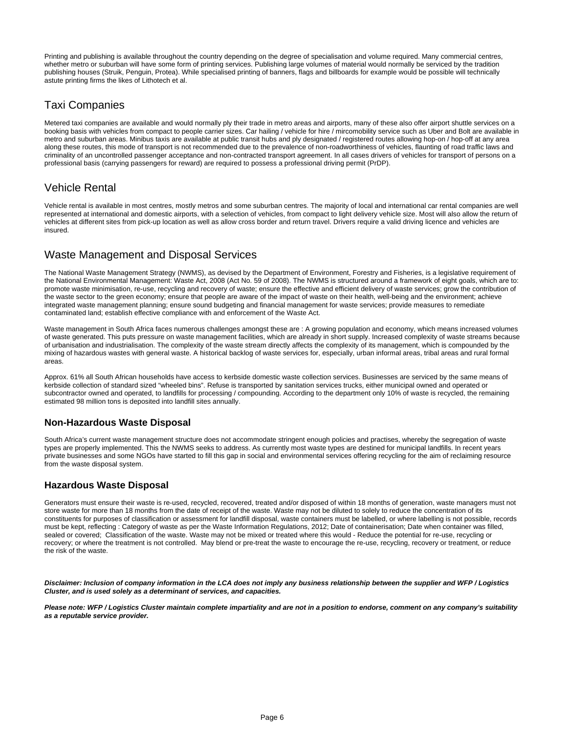Printing and publishing is available throughout the country depending on the degree of specialisation and volume required. Many commercial centres, whether metro or suburban will have some form of printing services. Publishing large volumes of material would normally be serviced by the tradition publishing houses (Struik, Penguin, Protea). While specialised printing of banners, flags and billboards for example would be possible will technically astute printing firms the likes of Lithotech et al.

## Taxi Companies

Metered taxi companies are available and would normally ply their trade in metro areas and airports, many of these also offer airport shuttle services on a booking basis with vehicles from compact to people carrier sizes. Car hailing / vehicle for hire / mircomobility service such as Uber and Bolt are available in metro and suburban areas. Minibus taxis are available at public transit hubs and ply designated / registered routes allowing hop-on / hop-off at any area along these routes, this mode of transport is not recommended due to the prevalence of non-roadworthiness of vehicles, flaunting of road traffic laws and criminality of an uncontrolled passenger acceptance and non-contracted transport agreement. In all cases drivers of vehicles for transport of persons on a professional basis (carrying passengers for reward) are required to possess a professional driving permit (PrDP).

## Vehicle Rental

Vehicle rental is available in most centres, mostly metros and some suburban centres. The majority of local and international car rental companies are well represented at international and domestic airports, with a selection of vehicles, from compact to light delivery vehicle size. Most will also allow the return of vehicles at different sites from pick-up location as well as allow cross border and return travel. Drivers require a valid driving licence and vehicles are insured.

## Waste Management and Disposal Services

The National Waste Management Strategy (NWMS), as devised by the Department of Environment, Forestry and Fisheries, is a legislative requirement of the National Environmental Management: Waste Act, 2008 (Act No. 59 of 2008). The NWMS is structured around a framework of eight goals, which are to: promote waste minimisation, re-use, recycling and recovery of waste; ensure the effective and efficient delivery of waste services; grow the contribution of the waste sector to the green economy; ensure that people are aware of the impact of waste on their health, well-being and the environment; achieve integrated waste management planning; ensure sound budgeting and financial management for waste services; provide measures to remediate contaminated land; establish effective compliance with and enforcement of the Waste Act.

Waste management in South Africa faces numerous challenges amongst these are : A growing population and economy, which means increased volumes of waste generated. This puts pressure on waste management facilities, which are already in short supply. Increased complexity of waste streams because of urbanisation and industrialisation. The complexity of the waste stream directly affects the complexity of its management, which is compounded by the mixing of hazardous wastes with general waste. A historical backlog of waste services for, especially, urban informal areas, tribal areas and rural formal areas.

Approx. 61% all South African households have access to kerbside domestic waste collection services. Businesses are serviced by the same means of kerbside collection of standard sized "wheeled bins". Refuse is transported by sanitation services trucks, either municipal owned and operated or subcontractor owned and operated, to landfills for processing / compounding. According to the department only 10% of waste is recycled, the remaining estimated 98 million tons is deposited into landfill sites annually.

### Non-Hazardous Waste Disposal

South Africa's current waste management structure does not accommodate stringent enough policies and practises, whereby the segregation of waste types are properly implemented. This the NWMS seeks to address. As currently most waste types are destined for municipal landfills. In recent years private businesses and some NGOs have started to fill this gap in social and environmental services offering recycling for the aim of reclaiming resource from the waste disposal system.

### Hazardous Waste Disposal

Generators must ensure their waste is re-used, recycled, recovered, treated and/or disposed of within 18 months of generation, waste managers must not store waste for more than 18 months from the date of receipt of the waste. Waste may not be diluted to solely to reduce the concentration of its constituents for purposes of classification or assessment for landfill disposal, waste containers must be labelled, or where labelling is not possible, records must be kept, reflecting : Category of waste as per the Waste Information Regulations, 2012; Date of containerisation; Date when container was filled, sealed or covered; Classification of the waste. Waste may not be mixed or treated where this would - Reduce the potential for re-use, recycling or recovery; or where the treatment is not controlled. May blend or pre-treat the waste to encourage the re-use, recycling, recovery or treatment, or reduce the risk of the waste.

***Disclaimer: Inclusion of company information in the LCA does not imply any business relationship between the supplier and WFP / Logistics Cluster, and is used solely as a determinant of services, and capacities.***

***Please note: WFP / Logistics Cluster maintain complete impartiality and are not in a position to endorse, comment on any company's suitability as a reputable service provider.***